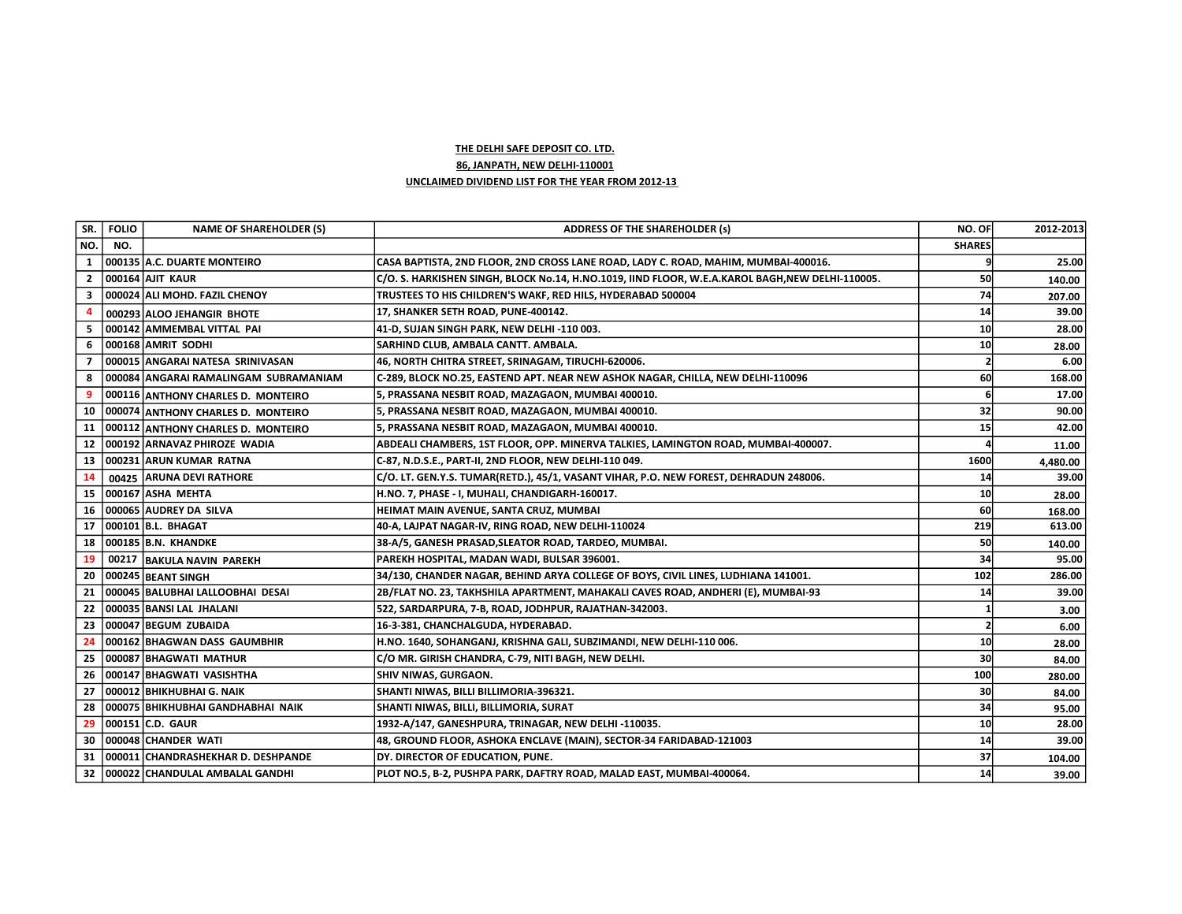**THE DELHI SAFE DEPOSIT CO. LTD.**

**86, JANPATH, NEW DELHI-110001**

**UNCLAIMED DIVIDEND LIST FOR THE YEAR FROM 2012-13**

| SR. NO. | FOLIO NO. | NAME OF SHAREHOLDER (S) | ADDRESS OF THE SHAREHOLDER (s) | NO. OF SHARES | 2012-2013 |
|---|---|---|---|---|---|
| 1 | 000135 | A.C. DUARTE MONTEIRO | CASA BAPTISTA, 2ND FLOOR, 2ND CROSS LANE ROAD, LADY C. ROAD, MAHIM, MUMBAI-400016. | 9 | 25.00 |
| 2 | 000164 | AJIT KAUR | C/O. S. HARKISHEN SINGH, BLOCK No.14, H.NO.1019, IIND FLOOR, W.E.A.KAROL BAGH,NEW DELHI-110005. | 50 | 140.00 |
| 3 | 000024 | ALI MOHD. FAZIL CHENOY | TRUSTEES TO HIS CHILDREN'S WAKF, RED HILS, HYDERABAD 500004 | 74 | 207.00 |
| 4 | 000293 | ALOO JEHANGIR BHOTE | 17, SHANKER SETH ROAD, PUNE-400142. | 14 | 39.00 |
| 5 | 000142 | AMMEMBAL VITTAL PAI | 41-D, SUJAN SINGH PARK, NEW DELHI -110 003. | 10 | 28.00 |
| 6 | 000168 | AMRIT SODHI | SARHIND CLUB, AMBALA CANTT. AMBALA. | 10 | 28.00 |
| 7 | 000015 | ANGARAI NATESA SRINIVASAN | 46, NORTH CHITRA STREET, SRINAGAM, TIRUCHI-620006. | 2 | 6.00 |
| 8 | 000084 | ANGARAI RAMALINGAM SUBRAMANIAM | C-289, BLOCK NO.25, EASTEND APT. NEAR NEW ASHOK NAGAR, CHILLA, NEW DELHI-110096 | 60 | 168.00 |
| 9 | 000116 | ANTHONY CHARLES D. MONTEIRO | 5, PRASSANA NESBIT ROAD, MAZAGAON, MUMBAI 400010. | 6 | 17.00 |
| 10 | 000074 | ANTHONY CHARLES D. MONTEIRO | 5, PRASSANA NESBIT ROAD, MAZAGAON, MUMBAI 400010. | 32 | 90.00 |
| 11 | 000112 | ANTHONY CHARLES D. MONTEIRO | 5, PRASSANA NESBIT ROAD, MAZAGAON, MUMBAI 400010. | 15 | 42.00 |
| 12 | 000192 | ARNAVAZ PHIROZE WADIA | ABDEALI CHAMBERS, 1ST FLOOR, OPP. MINERVA TALKIES, LAMINGTON ROAD, MUMBAI-400007. | 4 | 11.00 |
| 13 | 000231 | ARUN KUMAR RATNA | C-87, N.D.S.E., PART-II, 2ND FLOOR, NEW DELHI-110 049. | 1600 | 4,480.00 |
| 14 | 00425 | ARUNA DEVI RATHORE | C/O. LT. GEN.Y.S. TUMAR(RETD.), 45/1, VASANT VIHAR, P.O. NEW FOREST, DEHRADUN 248006. | 14 | 39.00 |
| 15 | 000167 | ASHA MEHTA | H.NO. 7, PHASE - I, MUHALI, CHANDIGARH-160017. | 10 | 28.00 |
| 16 | 000065 | AUDREY DA SILVA | HEIMAT MAIN AVENUE, SANTA CRUZ, MUMBAI | 60 | 168.00 |
| 17 | 000101 | B.L. BHAGAT | 40-A, LAJPAT NAGAR-IV, RING ROAD, NEW DELHI-110024 | 219 | 613.00 |
| 18 | 000185 | B.N. KHANDKE | 38-A/5, GANESH PRASAD,SLEATOR ROAD, TARDEO, MUMBAI. | 50 | 140.00 |
| 19 | 00217 | BAKULA NAVIN PAREKH | PAREKH HOSPITAL, MADAN WADI, BULSAR 396001. | 34 | 95.00 |
| 20 | 000245 | BEANT SINGH | 34/130, CHANDER NAGAR, BEHIND ARYA COLLEGE OF BOYS, CIVIL LINES, LUDHIANA 141001. | 102 | 286.00 |
| 21 | 000045 | BALUBHAI LALLOOBHAI DESAI | 2B/FLAT NO. 23, TAKHSHILA APARTMENT, MAHAKALI CAVES ROAD, ANDHERI (E), MUMBAI-93 | 14 | 39.00 |
| 22 | 000035 | BANSI LAL JHALANI | 522, SARDARPURA, 7-B, ROAD, JODHPUR, RAJATHAN-342003. | 1 | 3.00 |
| 23 | 000047 | BEGUM ZUBAIDA | 16-3-381, CHANCHALGUDA, HYDERABAD. | 2 | 6.00 |
| 24 | 000162 | BHAGWAN DASS GAUMBHIR | H.NO. 1640, SOHANGANJ, KRISHNA GALI, SUBZIMANDI, NEW DELHI-110 006. | 10 | 28.00 |
| 25 | 000087 | BHAGWATI MATHUR | C/O MR. GIRISH CHANDRA, C-79, NITI BAGH, NEW DELHI. | 30 | 84.00 |
| 26 | 000147 | BHAGWATI VASISHTHA | SHIV NIWAS, GURGAON. | 100 | 280.00 |
| 27 | 000012 | BHIKHUBHAI G. NAIK | SHANTI NIWAS, BILLI BILLIMORIA-396321. | 30 | 84.00 |
| 28 | 000075 | BHIKHUBHAI GANDHABHAI NAIK | SHANTI NIWAS, BILLI, BILLIMORIA, SURAT | 34 | 95.00 |
| 29 | 000151 | C.D. GAUR | 1932-A/147, GANESHPURA, TRINAGAR, NEW DELHI -110035. | 10 | 28.00 |
| 30 | 000048 | CHANDER WATI | 48, GROUND FLOOR, ASHOKA ENCLAVE (MAIN), SECTOR-34 FARIDABAD-121003 | 14 | 39.00 |
| 31 | 000011 | CHANDRASHEKHAR D. DESHPANDE | DY. DIRECTOR OF EDUCATION, PUNE. | 37 | 104.00 |
| 32 | 000022 | CHANDULAL AMBALAL GANDHI | PLOT NO.5, B-2, PUSHPA PARK, DAFTRY ROAD, MALAD EAST, MUMBAI-400064. | 14 | 39.00 |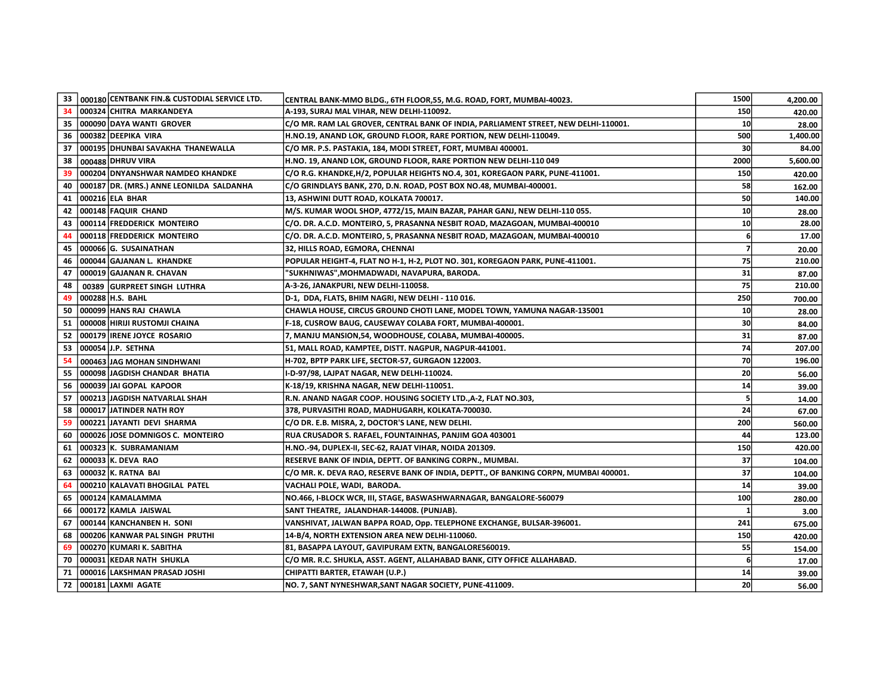| 33 | 000180 | CENTBANK FIN.& CUSTODIAL SERVICE LTD. | CENTRAL BANK-MMO BLDG., 6TH FLOOR,55, M.G. ROAD, FORT, MUMBAI-40023. | 1500 | 4,200.00 |
|---|---|---|---|---|---|
| 34 | 000324 | CHITRA MARKANDEYA | A-193, SURAJ MAL VIHAR, NEW DELHI-110092. | 150 | 420.00 |
| 35 | 000090 | DAYA WANTI GROVER | C/O MR. RAM LAL GROVER, CENTRAL BANK OF INDIA, PARLIAMENT STREET, NEW DELHI-110001. | 10 | 28.00 |
| 36 | 000382 | DEEPIKA VIRA | H.NO.19, ANAND LOK, GROUND FLOOR, RARE PORTION, NEW DELHI-110049. | 500 | 1,400.00 |
| 37 | 000195 | DHUNBAI SAVAKHA THANEWALLA | C/O MR. P.S. PASTAKIA, 184, MODI STREET, FORT, MUMBAI 400001. | 30 | 84.00 |
| 38 | 000488 | DHRUV VIRA | H.NO. 19, ANAND LOK, GROUND FLOOR, RARE PORTION NEW DELHI-110 049 | 2000 | 5,600.00 |
| 39 | 000204 | DNYANSHWAR NAMDEO KHANDKE | C/O R.G. KHANDKE,H/2, POPULAR HEIGHTS NO.4, 301, KOREGAON PARK, PUNE-411001. | 150 | 420.00 |
| 40 | 000187 | DR. (MRS.) ANNE LEONILDA SALDANHA | C/O GRINDLAYS BANK, 270, D.N. ROAD, POST BOX NO.48, MUMBAI-400001. | 58 | 162.00 |
| 41 | 000216 | ELA BHAR | 13, ASHWINI DUTT ROAD, KOLKATA 700017. | 50 | 140.00 |
| 42 | 000148 | FAQUIR CHAND | M/S. KUMAR WOOL SHOP, 4772/15, MAIN BAZAR, PAHAR GANJ, NEW DELHI-110 055. | 10 | 28.00 |
| 43 | 000114 | FREDDERICK MONTEIRO | C/O. DR. A.C.D. MONTEIRO, 5, PRASANNA NESBIT ROAD, MAZAGOAN, MUMBAI-400010 | 10 | 28.00 |
| 44 | 000118 | FREDDERICK MONTEIRO | C/O. DR. A.C.D. MONTEIRO, 5, PRASANNA NESBIT ROAD, MAZAGOAN, MUMBAI-400010 | 6 | 17.00 |
| 45 | 000066 | G. SUSAINATHAN | 32, HILLS ROAD, EGMORA, CHENNAI | 7 | 20.00 |
| 46 | 000044 | GAJANAN L. KHANDKE | POPULAR HEIGHT-4, FLAT NO H-1, H-2, PLOT NO. 301, KOREGAON PARK, PUNE-411001. | 75 | 210.00 |
| 47 | 000019 | GAJANAN R. CHAVAN | "SUKHNIWAS",MOHMADWADI, NAVAPURA, BARODA. | 31 | 87.00 |
| 48 | 00389 | GURPREET SINGH LUTHRA | A-3-26, JANAKPURI, NEW DELHI-110058. | 75 | 210.00 |
| 49 | 000288 | H.S. BAHL | D-1, DDA, FLATS, BHIM NAGRI, NEW DELHI - 110 016. | 250 | 700.00 |
| 50 | 000099 | HANS RAJ CHAWLA | CHAWLA HOUSE, CIRCUS GROUND CHOTI LANE, MODEL TOWN, YAMUNA NAGAR-135001 | 10 | 28.00 |
| 51 | 000008 | HIRIJI RUSTOMJI CHAINA | F-18, CUSROW BAUG, CAUSEWAY COLABA FORT, MUMBAI-400001. | 30 | 84.00 |
| 52 | 000179 | IRENE JOYCE ROSARIO | 7, MANJU MANSION,54, WOODHOUSE, COLABA, MUMBAI-400005. | 31 | 87.00 |
| 53 | 000054 | J.P. SETHNA | 51, MALL ROAD, KAMPTEE, DISTT. NAGPUR, NAGPUR-441001. | 74 | 207.00 |
| 54 | 000463 | JAG MOHAN SINDHWANI | H-702, BPTP PARK LIFE, SECTOR-57, GURGAON 122003. | 70 | 196.00 |
| 55 | 000098 | JAGDISH CHANDAR BHATIA | I-D-97/98, LAJPAT NAGAR, NEW DELHI-110024. | 20 | 56.00 |
| 56 | 000039 | JAI GOPAL KAPOOR | K-18/19, KRISHNA NAGAR, NEW DELHI-110051. | 14 | 39.00 |
| 57 | 000213 | JAGDISH NATVARLAL SHAH | R.N. ANAND NAGAR COOP. HOUSING SOCIETY LTD.,A-2, FLAT NO.303, | 5 | 14.00 |
| 58 | 000017 | JATINDER NATH ROY | 378, PURVASITHI ROAD, MADHUGARH, KOLKATA-700030. | 24 | 67.00 |
| 59 | 000221 | JAYANTI DEVI SHARMA | C/O DR. E.B. MISRA, 2, DOCTOR'S LANE, NEW DELHI. | 200 | 560.00 |
| 60 | 000026 | JOSE DOMNIGOS C. MONTEIRO | RUA CRUSADOR S. RAFAEL, FOUNTAINHAS, PANJIM GOA 403001 | 44 | 123.00 |
| 61 | 000323 | K. SUBRAMANIAM | H.NO.-94, DUPLEX-II, SEC-62, RAJAT VIHAR, NOIDA 201309. | 150 | 420.00 |
| 62 | 000033 | K. DEVA RAO | RESERVE BANK OF INDIA, DEPTT. OF BANKING CORPN., MUMBAI. | 37 | 104.00 |
| 63 | 000032 | K. RATNA BAI | C/O MR. K. DEVA RAO, RESERVE BANK OF INDIA, DEPTT., OF BANKING CORPN, MUMBAI 400001. | 37 | 104.00 |
| 64 | 000210 | KALAVATI BHOGILAL PATEL | VACHALI POLE, WADI, BARODA. | 14 | 39.00 |
| 65 | 000124 | KAMALAMMA | NO.466, I-BLOCK WCR, III, STAGE, BASWASHWARNAGAR, BANGALORE-560079 | 100 | 280.00 |
| 66 | 000172 | KAMLA JAISWAL | SANT THEATRE, JALANDHAR-144008. (PUNJAB). | 1 | 3.00 |
| 67 | 000144 | KANCHANBEN H. SONI | VANSHIVAT, JALWAN BAPPA ROAD, Opp. TELEPHONE EXCHANGE, BULSAR-396001. | 241 | 675.00 |
| 68 | 000206 | KANWAR PAL SINGH PRUTHI | 14-B/4, NORTH EXTENSION AREA NEW DELHI-110060. | 150 | 420.00 |
| 69 | 000270 | KUMARI K. SABITHA | 81, BASAPPA LAYOUT, GAVIPURAM EXTN, BANGALORE560019. | 55 | 154.00 |
| 70 | 000031 | KEDAR NATH SHUKLA | C/O MR. R.C. SHUKLA, ASST. AGENT, ALLAHABAD BANK, CITY OFFICE ALLAHABAD. | 6 | 17.00 |
| 71 | 000016 | LAKSHMAN PRASAD JOSHI | CHIPATTI BARTER, ETAWAH (U.P.) | 14 | 39.00 |
| 72 | 000181 | LAXMI AGATE | NO. 7, SANT NYNESHWAR,SANT NAGAR SOCIETY, PUNE-411009. | 20 | 56.00 |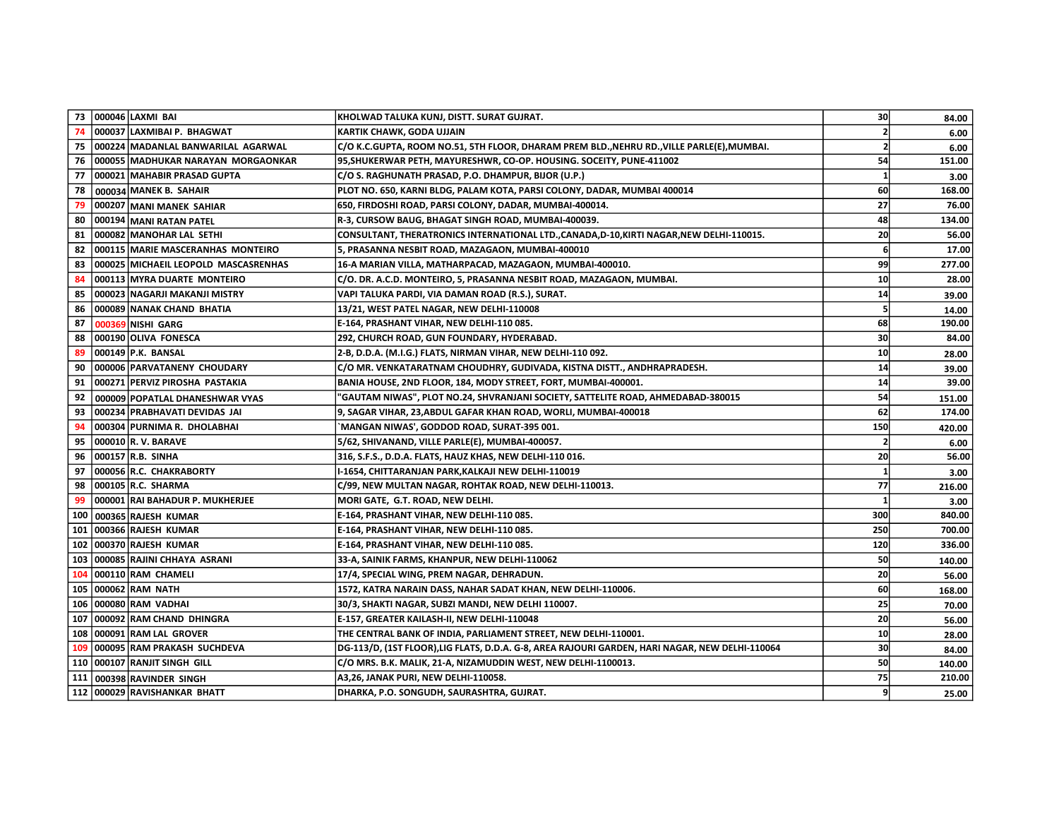| 73 | 000046 | LAXMI BAI | KHOLWAD TALUKA KUNJ, DISTT. SURAT GUJRAT. | 30 | 84.00 |
|---|---|---|---|---|---|
| 74 | 000037 | LAXMIBAI P. BHAGWAT | KARTIK CHAWK, GODA UJJAIN | 2 | 6.00 |
| 75 | 000224 | MADANLAL BANWARILAL AGARWAL | C/O K.C.GUPTA, ROOM NO.51, 5TH FLOOR, DHARAM PREM BLD.,NEHRU RD.,VILLE PARLE(E),MUMBAI. | 2 | 6.00 |
| 76 | 000055 | MADHUKAR NARAYAN MORGAONKAR | 95,SHUKERWAR PETH, MAYURESHWR, CO-OP. HOUSING. SOCEITY, PUNE-411002 | 54 | 151.00 |
| 77 | 000021 | MAHABIR PRASAD GUPTA | C/O S. RAGHUNATH PRASAD, P.O. DHAMPUR, BIJOR (U.P.) | 1 | 3.00 |
| 78 | 000034 | MANEK B. SAHAIR | PLOT NO. 650, KARNI BLDG, PALAM KOTA, PARSI COLONY, DADAR, MUMBAI 400014 | 60 | 168.00 |
| 79 | 000207 | MANI MANEK SAHIAR | 650, FIRDOSHI ROAD, PARSI COLONY, DADAR, MUMBAI-400014. | 27 | 76.00 |
| 80 | 000194 | MANI RATAN PATEL | R-3, CURSOW BAUG, BHAGAT SINGH ROAD, MUMBAI-400039. | 48 | 134.00 |
| 81 | 000082 | MANOHAR LAL SETHI | CONSULTANT, THERATRONICS INTERNATIONAL LTD.,CANADA,D-10,KIRTI NAGAR,NEW DELHI-110015. | 20 | 56.00 |
| 82 | 000115 | MARIE MASCERANHAS MONTEIRO | 5, PRASANNA NESBIT ROAD, MAZAGAON, MUMBAI-400010 | 6 | 17.00 |
| 83 | 000025 | MICHAEIL LEOPOLD MASCASRENHAS | 16-A MARIAN VILLA, MATHARPACAD, MAZAGAON, MUMBAI-400010. | 99 | 277.00 |
| 84 | 000113 | MYRA DUARTE MONTEIRO | C/O. DR. A.C.D. MONTEIRO, 5, PRASANNA NESBIT ROAD, MAZAGAON, MUMBAI. | 10 | 28.00 |
| 85 | 000023 | NAGARJI MAKANJI MISTRY | VAPI TALUKA PARDI, VIA DAMAN ROAD (R.S.), SURAT. | 14 | 39.00 |
| 86 | 000089 | NANAK CHAND BHATIA | 13/21, WEST PATEL NAGAR, NEW DELHI-110008 | 5 | 14.00 |
| 87 | 000369 | NISHI GARG | E-164, PRASHANT VIHAR, NEW DELHI-110 085. | 68 | 190.00 |
| 88 | 000190 | OLIVA FONESCA | 292, CHURCH ROAD, GUN FOUNDARY, HYDERABAD. | 30 | 84.00 |
| 89 | 000149 | P.K. BANSAL | 2-B, D.D.A. (M.I.G.) FLATS, NIRMAN VIHAR, NEW DELHI-110 092. | 10 | 28.00 |
| 90 | 000006 | PARVATANENY CHOUDARY | C/O MR. VENKATARATNAM CHOUDHRY, GUDIVADA, KISTNA DISTT., ANDHRAPRADESH. | 14 | 39.00 |
| 91 | 000271 | PERVIZ PIROSHA PASTAKIA | BANIA HOUSE, 2ND FLOOR, 184, MODY STREET, FORT, MUMBAI-400001. | 14 | 39.00 |
| 92 | 000009 | POPATLAL DHANESHWAR VYAS | "GAUTAM NIWAS", PLOT NO.24, SHVRANJANI SOCIETY, SATTELITE ROAD, AHMEDABAD-380015 | 54 | 151.00 |
| 93 | 000234 | PRABHAVATI DEVIDAS JAI | 9, SAGAR VIHAR, 23,ABDUL GAFAR KHAN ROAD, WORLI, MUMBAI-400018 | 62 | 174.00 |
| 94 | 000304 | PURNIMA R. DHOLABHAI | `MANGAN NIWAS', GODDOD ROAD, SURAT-395 001. | 150 | 420.00 |
| 95 | 000010 | R. V. BARAVE | 5/62, SHIVANAND, VILLE PARLE(E), MUMBAI-400057. | 2 | 6.00 |
| 96 | 000157 | R.B. SINHA | 316, S.F.S., D.D.A. FLATS, HAUZ KHAS, NEW DELHI-110 016. | 20 | 56.00 |
| 97 | 000056 | R.C. CHAKRABORTY | I-1654, CHITTARANJAN PARK,KALKAJI NEW DELHI-110019 | 1 | 3.00 |
| 98 | 000105 | R.C. SHARMA | C/99, NEW MULTAN NAGAR, ROHTAK ROAD, NEW DELHI-110013. | 77 | 216.00 |
| 99 | 000001 | RAI BAHADUR P. MUKHERJEE | MORI GATE, G.T. ROAD, NEW DELHI. | 1 | 3.00 |
| 100 | 000365 | RAJESH KUMAR | E-164, PRASHANT VIHAR, NEW DELHI-110 085. | 300 | 840.00 |
| 101 | 000366 | RAJESH KUMAR | E-164, PRASHANT VIHAR, NEW DELHI-110 085. | 250 | 700.00 |
| 102 | 000370 | RAJESH KUMAR | E-164, PRASHANT VIHAR, NEW DELHI-110 085. | 120 | 336.00 |
| 103 | 000085 | RAJINI CHHAYA ASRANI | 33-A, SAINIK FARMS, KHANPUR, NEW DELHI-110062 | 50 | 140.00 |
| 104 | 000110 | RAM CHAMELI | 17/4, SPECIAL WING, PREM NAGAR, DEHRADUN. | 20 | 56.00 |
| 105 | 000062 | RAM NATH | 1572, KATRA NARAIN DASS, NAHAR SADAT KHAN, NEW DELHI-110006. | 60 | 168.00 |
| 106 | 000080 | RAM VADHAI | 30/3, SHAKTI NAGAR, SUBZI MANDI, NEW DELHI 110007. | 25 | 70.00 |
| 107 | 000092 | RAM CHAND DHINGRA | E-157, GREATER KAILASH-II, NEW DELHI-110048 | 20 | 56.00 |
| 108 | 000091 | RAM LAL GROVER | THE CENTRAL BANK OF INDIA, PARLIAMENT STREET, NEW DELHI-110001. | 10 | 28.00 |
| 109 | 000095 | RAM PRAKASH SUCHDEVA | DG-113/D, (1ST FLOOR),LIG FLATS, D.D.A. G-8, AREA RAJOURI GARDEN, HARI NAGAR, NEW DELHI-110064 | 30 | 84.00 |
| 110 | 000107 | RANJIT SINGH GILL | C/O MRS. B.K. MALIK, 21-A, NIZAMUDDIN WEST, NEW DELHI-1100013. | 50 | 140.00 |
| 111 | 000398 | RAVINDER SINGH | A3,26, JANAK PURI, NEW DELHI-110058. | 75 | 210.00 |
| 112 | 000029 | RAVISHANKAR BHATT | DHARKA, P.O. SONGUDH, SAURASHTRA, GUJRAT. | 9 | 25.00 |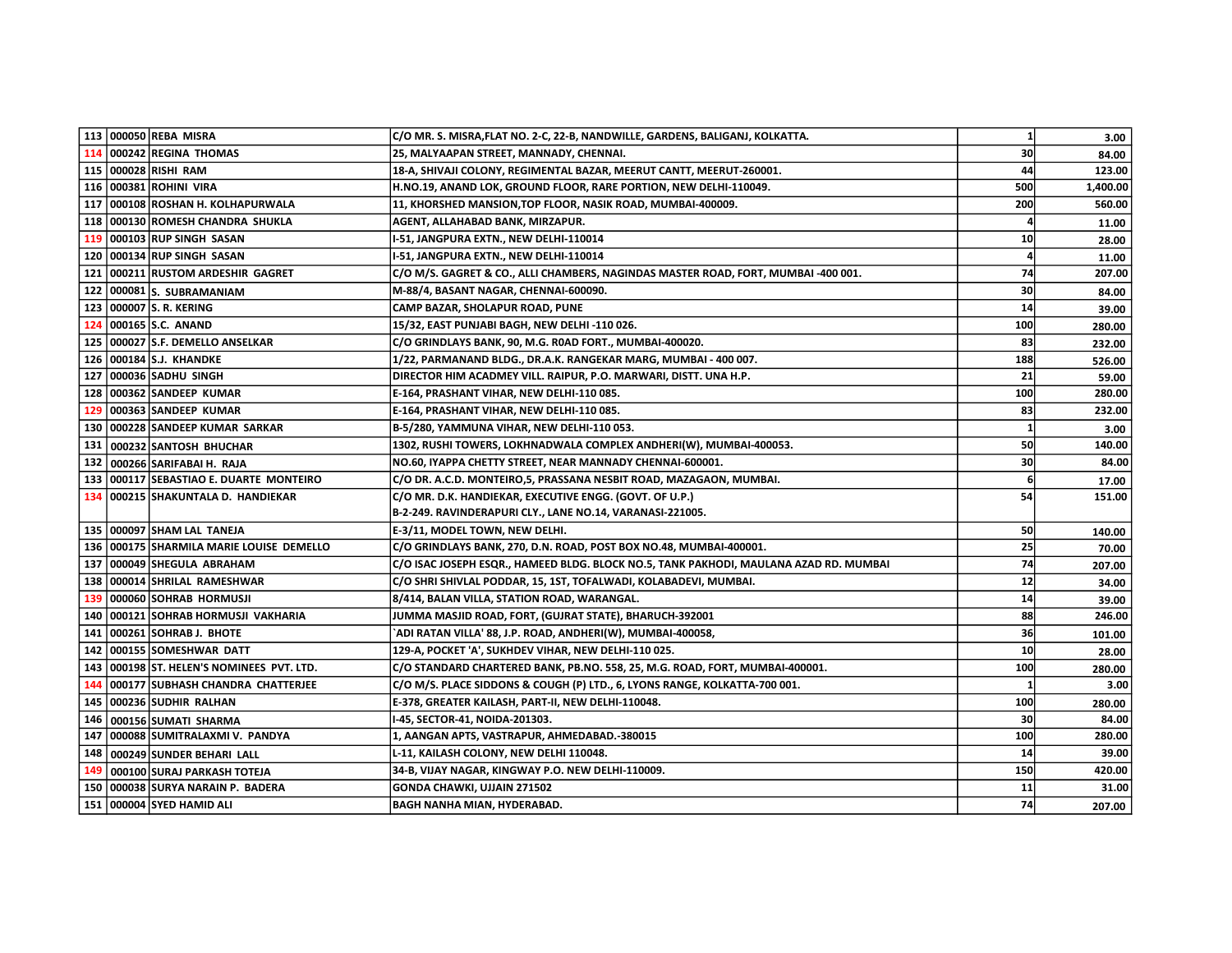| | | | | | |
|---|---|---|---|---|---|
| 113 | 000050 | REBA MISRA | C/O MR. S. MISRA,FLAT NO. 2-C, 22-B, NANDWILLE, GARDENS, BALIGANJ, KOLKATTA. | 1 | 3.00 |
| 114 | 000242 | REGINA THOMAS | 25, MALYAAPAN STREET, MANNADY, CHENNAI. | 30 | 84.00 |
| 115 | 000028 | RISHI RAM | 18-A, SHIVAJI COLONY, REGIMENTAL BAZAR, MEERUT CANTT, MEERUT-260001. | 44 | 123.00 |
| 116 | 000381 | ROHINI VIRA | H.NO.19, ANAND LOK, GROUND FLOOR, RARE PORTION, NEW DELHI-110049. | 500 | 1,400.00 |
| 117 | 000108 | ROSHAN H. KOLHAPURWALA | 11, KHORSHED MANSION,TOP FLOOR, NASIK ROAD, MUMBAI-400009. | 200 | 560.00 |
| 118 | 000130 | ROMESH CHANDRA SHUKLA | AGENT, ALLAHABAD BANK, MIRZAPUR. | 4 | 11.00 |
| 119 | 000103 | RUP SINGH SASAN | I-51, JANGPURA EXTN., NEW DELHI-110014 | 10 | 28.00 |
| 120 | 000134 | RUP SINGH SASAN | I-51, JANGPURA EXTN., NEW DELHI-110014 | 4 | 11.00 |
| 121 | 000211 | RUSTOM ARDESHIR GAGRET | C/O M/S. GAGRET & CO., ALLI CHAMBERS, NAGINDAS MASTER ROAD, FORT, MUMBAI -400 001. | 74 | 207.00 |
| 122 | 000081 | S. SUBRAMANIAM | M-88/4, BASANT NAGAR, CHENNAI-600090. | 30 | 84.00 |
| 123 | 000007 | S. R. KERING | CAMP BAZAR, SHOLAPUR ROAD, PUNE | 14 | 39.00 |
| 124 | 000165 | S.C. ANAND | 15/32, EAST PUNJABI BAGH, NEW DELHI -110 026. | 100 | 280.00 |
| 125 | 000027 | S.F. DEMELLO ANSELKAR | C/O GRINDLAYS BANK, 90, M.G. R0AD FORT., MUMBAI-400020. | 83 | 232.00 |
| 126 | 000184 | S.J. KHANDKE | 1/22, PARMANAND BLDG., DR.A.K. RANGEKAR MARG, MUMBAI - 400 007. | 188 | 526.00 |
| 127 | 000036 | SADHU SINGH | DIRECTOR HIM ACADMEY VILL. RAIPUR, P.O. MARWARI, DISTT. UNA H.P. | 21 | 59.00 |
| 128 | 000362 | SANDEEP KUMAR | E-164, PRASHANT VIHAR, NEW DELHI-110 085. | 100 | 280.00 |
| 129 | 000363 | SANDEEP KUMAR | E-164, PRASHANT VIHAR, NEW DELHI-110 085. | 83 | 232.00 |
| 130 | 000228 | SANDEEP KUMAR SARKAR | B-5/280, YAMMUNA VIHAR, NEW DELHI-110 053. | 1 | 3.00 |
| 131 | 000232 | SANTOSH BHUCHAR | 1302, RUSHI TOWERS, LOKHNADWALA COMPLEX ANDHERI(W), MUMBAI-400053. | 50 | 140.00 |
| 132 | 000266 | SARIFABAI H. RAJA | NO.60, IYAPPA CHETTY STREET, NEAR MANNADY CHENNAI-600001. | 30 | 84.00 |
| 133 | 000117 | SEBASTIAO E. DUARTE MONTEIRO | C/O DR. A.C.D. MONTEIRO,5, PRASSANA NESBIT ROAD, MAZAGAON, MUMBAI. | 6 | 17.00 |
| 134 | 000215 | SHAKUNTALA D. HANDIEKAR | C/O MR. D.K. HANDIEKAR, EXECUTIVE ENGG. (GOVT. OF U.P.) B-2-249. RAVINDERAPURI CLY., LANE NO.14, VARANASI-221005. | 54 | 151.00 |
| 135 | 000097 | SHAM LAL TANEJA | E-3/11, MODEL TOWN, NEW DELHI. | 50 | 140.00 |
| 136 | 000175 | SHARMILA MARIE LOUISE DEMELLO | C/O GRINDLAYS BANK, 270, D.N. ROAD, POST BOX NO.48, MUMBAI-400001. | 25 | 70.00 |
| 137 | 000049 | SHEGULA ABRAHAM | C/O ISAC JOSEPH ESQR., HAMEED BLDG. BLOCK NO.5, TANK PAKHODI, MAULANA AZAD RD. MUMBAI | 74 | 207.00 |
| 138 | 000014 | SHRILAL RAMESHWAR | C/O SHRI SHIVLAL PODDAR, 15, 1ST, TOFALWADI, KOLABADEVI, MUMBAI. | 12 | 34.00 |
| 139 | 000060 | SOHRAB HORMUSJI | 8/414, BALAN VILLA, STATION ROAD, WARANGAL. | 14 | 39.00 |
| 140 | 000121 | SOHRAB HORMUSJI VAKHARIA | JUMMA MASJID ROAD, FORT, (GUJRAT STATE), BHARUCH-392001 | 88 | 246.00 |
| 141 | 000261 | SOHRAB J. BHOTE | `ADI RATAN VILLA' 88, J.P. ROAD, ANDHERI(W), MUMBAI-400058, | 36 | 101.00 |
| 142 | 000155 | SOMESHWAR DATT | 129-A, POCKET 'A', SUKHDEV VIHAR, NEW DELHI-110 025. | 10 | 28.00 |
| 143 | 000198 | ST. HELEN'S NOMINEES PVT. LTD. | C/O STANDARD CHARTERED BANK, PB.NO. 558, 25, M.G. ROAD, FORT, MUMBAI-400001. | 100 | 280.00 |
| 144 | 000177 | SUBHASH CHANDRA CHATTERJEE | C/O M/S. PLACE SIDDONS & COUGH (P) LTD., 6, LYONS RANGE, KOLKATTA-700 001. | 1 | 3.00 |
| 145 | 000236 | SUDHIR RALHAN | E-378, GREATER KAILASH, PART-II, NEW DELHI-110048. | 100 | 280.00 |
| 146 | 000156 | SUMATI SHARMA | I-45, SECTOR-41, NOIDA-201303. | 30 | 84.00 |
| 147 | 000088 | SUMITRALAXMI V. PANDYA | 1, AANGAN APTS, VASTRAPUR, AHMEDABAD.-380015 | 100 | 280.00 |
| 148 | 000249 | SUNDER BEHARI LALL | L-11, KAILASH COLONY, NEW DELHI 110048. | 14 | 39.00 |
| 149 | 000100 | SURAJ PARKASH TOTEJA | 34-B, VIJAY NAGAR, KINGWAY P.O. NEW DELHI-110009. | 150 | 420.00 |
| 150 | 000038 | SURYA NARAIN P. BADERA | GONDA CHAWKI, UJJAIN 271502 | 11 | 31.00 |
| 151 | 000004 | SYED HAMID ALI | BAGH NANHA MIAN, HYDERABAD. | 74 | 207.00 |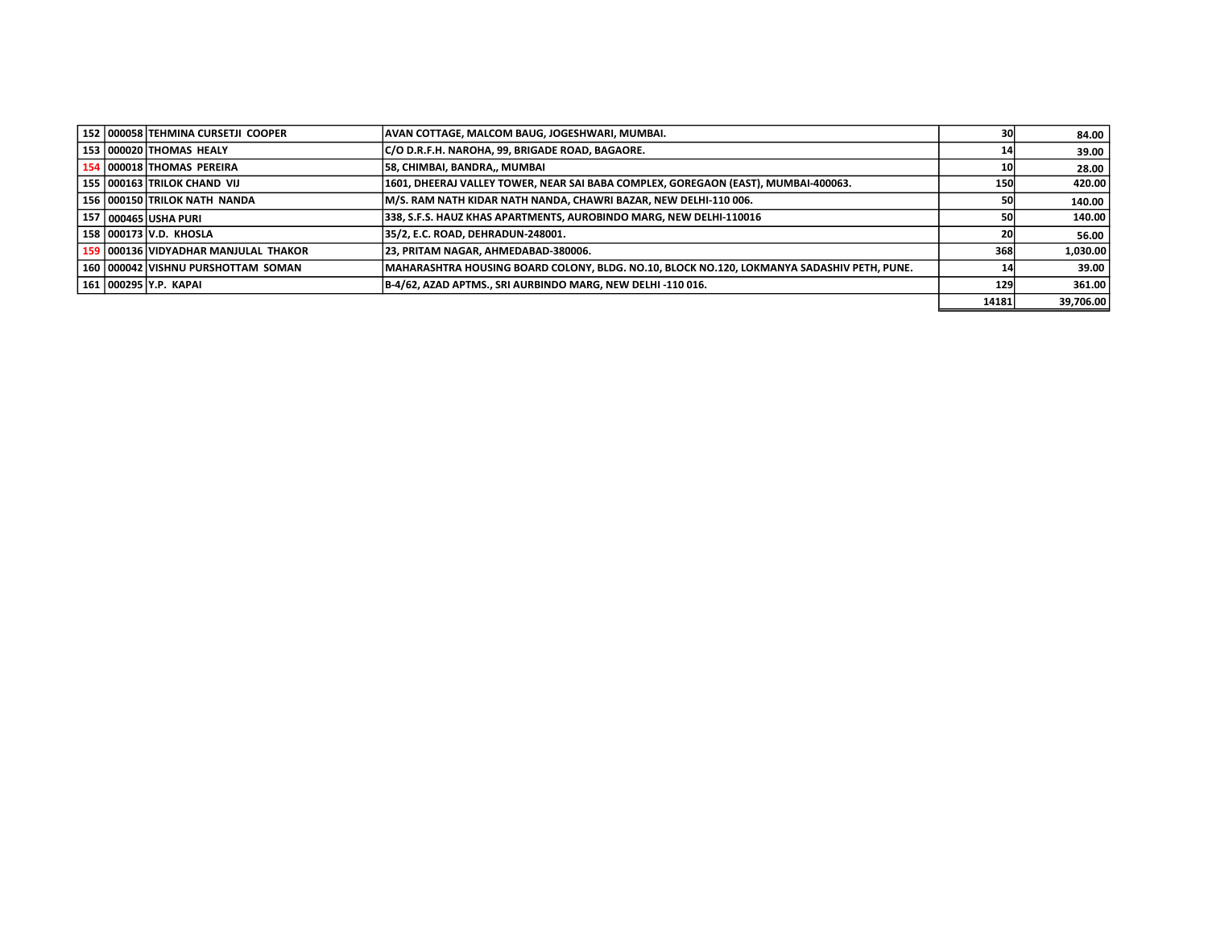| | | | | | |
|---|---|---|---|---|---|
| 152 | 000058 | TEHMINA CURSETJI COOPER | AVAN COTTAGE, MALCOM BAUG, JOGESHWARI, MUMBAI. | 30 | 84.00 |
| 153 | 000020 | THOMAS HEALY | C/O D.R.F.H. NAROHA, 99, BRIGADE ROAD, BAGAORE. | 14 | 39.00 |
| 154 | 000018 | THOMAS PEREIRA | 58, CHIMBAI, BANDRA,, MUMBAI | 10 | 28.00 |
| 155 | 000163 | TRILOK CHAND VIJ | 1601, DHEERAJ VALLEY TOWER, NEAR SAI BABA COMPLEX, GOREGAON (EAST), MUMBAI-400063. | 150 | 420.00 |
| 156 | 000150 | TRILOK NATH NANDA | M/S. RAM NATH KIDAR NATH NANDA, CHAWRI BAZAR, NEW DELHI-110 006. | 50 | 140.00 |
| 157 | 000465 | USHA PURI | 338, S.F.S. HAUZ KHAS APARTMENTS, AUROBINDO MARG, NEW DELHI-110016 | 50 | 140.00 |
| 158 | 000173 | V.D. KHOSLA | 35/2, E.C. ROAD, DEHRADUN-248001. | 20 | 56.00 |
| 159 | 000136 | VIDYADHAR MANJULAL THAKOR | 23, PRITAM NAGAR, AHMEDABAD-380006. | 368 | 1,030.00 |
| 160 | 000042 | VISHNU PURSHOTTAM SOMAN | MAHARASHTRA HOUSING BOARD COLONY, BLDG. NO.10, BLOCK NO.120, LOKMANYA SADASHIV PETH, PUNE. | 14 | 39.00 |
| 161 | 000295 | Y.P. KAPAI | B-4/62, AZAD APTMS., SRI AURBINDO MARG, NEW DELHI -110 016. | 129 | 361.00 |
| | | | | 14181 | 39,706.00 |